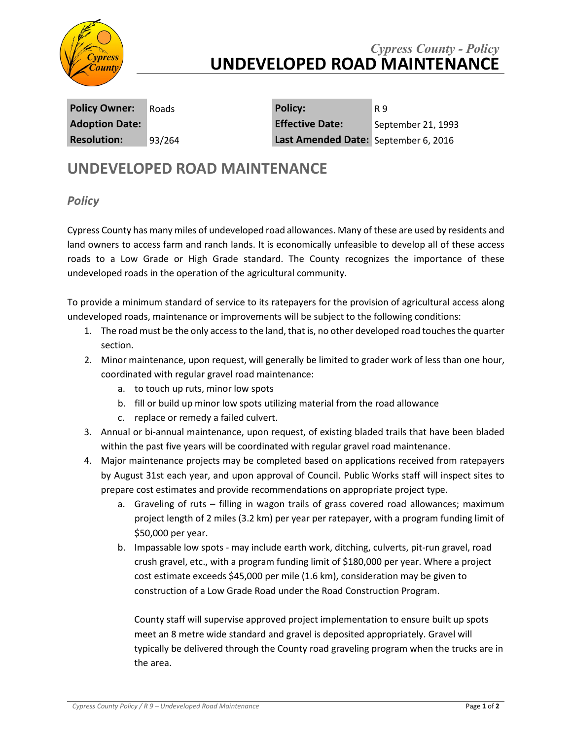*Cypress County - Policy*
# UNDEVELOPED ROAD MAINTENANCE

| **Policy Owner:** | Roads | **Policy:** | R 9 |
|---|---|---|---|
| **Adoption Date:** | | **Effective Date:** | September 21, 1993 |
| **Resolution:** | 93/264 | **Last Amended Date:** | September 6, 2016 |

## UNDEVELOPED ROAD MAINTENANCE

### *Policy*

Cypress County has many miles of undeveloped road allowances. Many of these are used by residents and land owners to access farm and ranch lands. It is economically unfeasible to develop all of these access roads to a Low Grade or High Grade standard. The County recognizes the importance of these undeveloped roads in the operation of the agricultural community.

To provide a minimum standard of service to its ratepayers for the provision of agricultural access along undeveloped roads, maintenance or improvements will be subject to the following conditions:

1. The road must be the only access to the land, that is, no other developed road touches the quarter section.
2. Minor maintenance, upon request, will generally be limited to grader work of less than one hour, coordinated with regular gravel road maintenance:
   a. to touch up ruts, minor low spots
   b. fill or build up minor low spots utilizing material from the road allowance
   c. replace or remedy a failed culvert.
3. Annual or bi-annual maintenance, upon request, of existing bladed trails that have been bladed within the past five years will be coordinated with regular gravel road maintenance.
4. Major maintenance projects may be completed based on applications received from ratepayers by August 31st each year, and upon approval of Council. Public Works staff will inspect sites to prepare cost estimates and provide recommendations on appropriate project type.
   a. Graveling of ruts – filling in wagon trails of grass covered road allowances; maximum project length of 2 miles (3.2 km) per year per ratepayer, with a program funding limit of $50,000 per year.
   b. Impassable low spots - may include earth work, ditching, culverts, pit-run gravel, road crush gravel, etc., with a program funding limit of $180,000 per year. Where a project cost estimate exceeds $45,000 per mile (1.6 km), consideration may be given to construction of a Low Grade Road under the Road Construction Program.

   County staff will supervise approved project implementation to ensure built up spots meet an 8 metre wide standard and gravel is deposited appropriately. Gravel will typically be delivered through the County road graveling program when the trucks are in the area.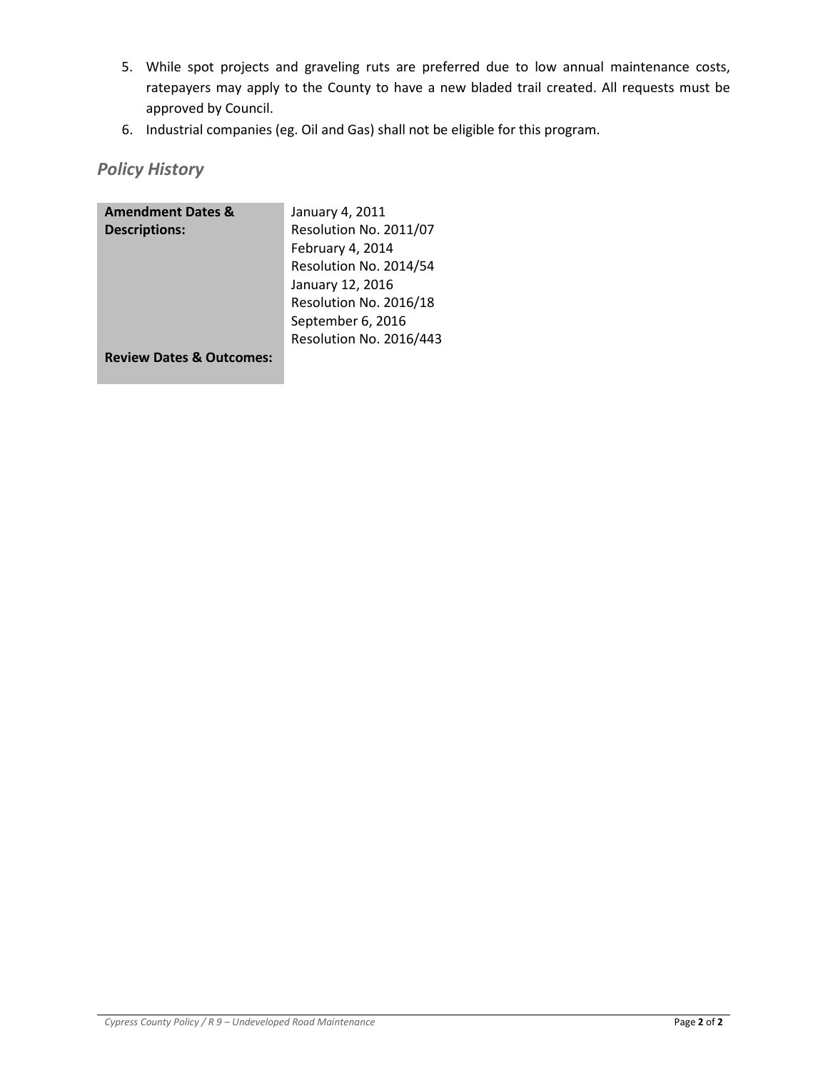5. While spot projects and graveling ruts are preferred due to low annual maintenance costs, ratepayers may apply to the County to have a new bladed trail created. All requests must be approved by Council.
6. Industrial companies (eg. Oil and Gas) shall not be eligible for this program.

## *Policy History*

| | |
|---|---|
| **Amendment Dates & Descriptions:** | January 4, 2011<br>Resolution No. 2011/07<br>February 4, 2014<br>Resolution No. 2014/54<br>January 12, 2016<br>Resolution No. 2016/18<br>September 6, 2016<br>Resolution No. 2016/443 |
| **Review Dates & Outcomes:** | |